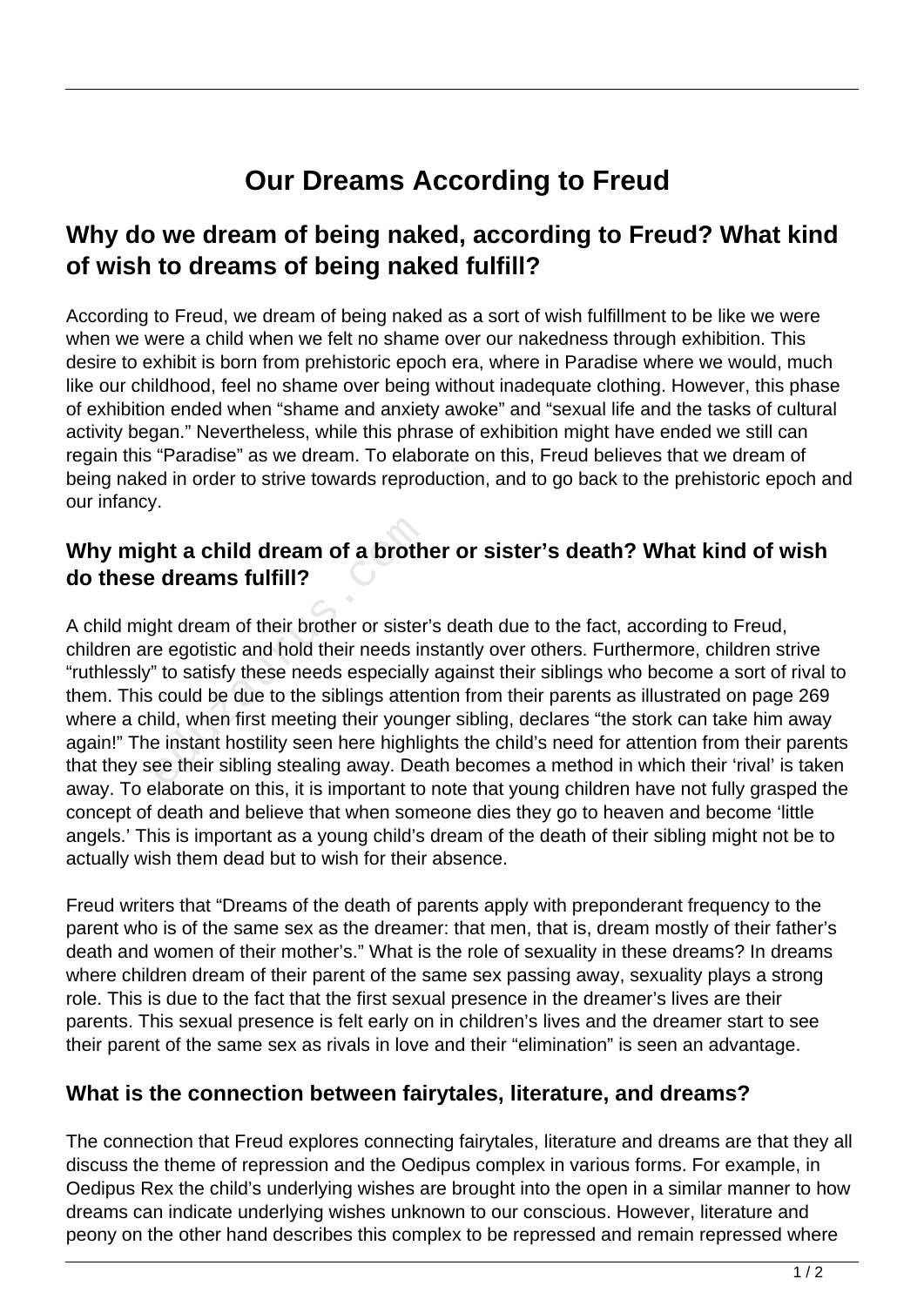# Our Dreams According to Freud

## Why do we dream of being naked, according to Freud? What kind of wish to dreams of being naked fulfill?

According to Freud, we dream of being naked as a sort of wish fulfillment to be like we were when we were a child when we felt no shame over our nakedness through exhibition. This desire to exhibit is born from prehistoric epoch era, where in Paradise where we would, much like our childhood, feel no shame over being without inadequate clothing. However, this phase of exhibition ended when "shame and anxiety awoke" and "sexual life and the tasks of cultural activity began." Nevertheless, while this phrase of exhibition might have ended we still can regain this "Paradise" as we dream. To elaborate on this, Freud believes that we dream of being naked in order to strive towards reproduction, and to go back to the prehistoric epoch and our infancy.

### Why might a child dream of a brother or sister's death? What kind of wish do these dreams fulfill?

A child might dream of their brother or sister's death due to the fact, according to Freud, children are egotistic and hold their needs instantly over others. Furthermore, children strive "ruthlessly" to satisfy these needs especially against their siblings who become a sort of rival to them. This could be due to the siblings attention from their parents as illustrated on page 269 where a child, when first meeting their younger sibling, declares "the stork can take him away again!" The instant hostility seen here highlights the child's need for attention from their parents that they see their sibling stealing away. Death becomes a method in which their 'rival' is taken away. To elaborate on this, it is important to note that young children have not fully grasped the concept of death and believe that when someone dies they go to heaven and become 'little angels.' This is important as a young child's dream of the death of their sibling might not be to actually wish them dead but to wish for their absence.

Freud writers that "Dreams of the death of parents apply with preponderant frequency to the parent who is of the same sex as the dreamer: that men, that is, dream mostly of their father's death and women of their mother's." What is the role of sexuality in these dreams? In dreams where children dream of their parent of the same sex passing away, sexuality plays a strong role. This is due to the fact that the first sexual presence in the dreamer's lives are their parents. This sexual presence is felt early on in children's lives and the dreamer start to see their parent of the same sex as rivals in love and their "elimination" is seen an advantage.

### What is the connection between fairytales, literature, and dreams?

The connection that Freud explores connecting fairytales, literature and dreams are that they all discuss the theme of repression and the Oedipus complex in various forms. For example, in Oedipus Rex the child's underlying wishes are brought into the open in a similar manner to how dreams can indicate underlying wishes unknown to our conscious. However, literature and peony on the other hand describes this complex to be repressed and remain repressed where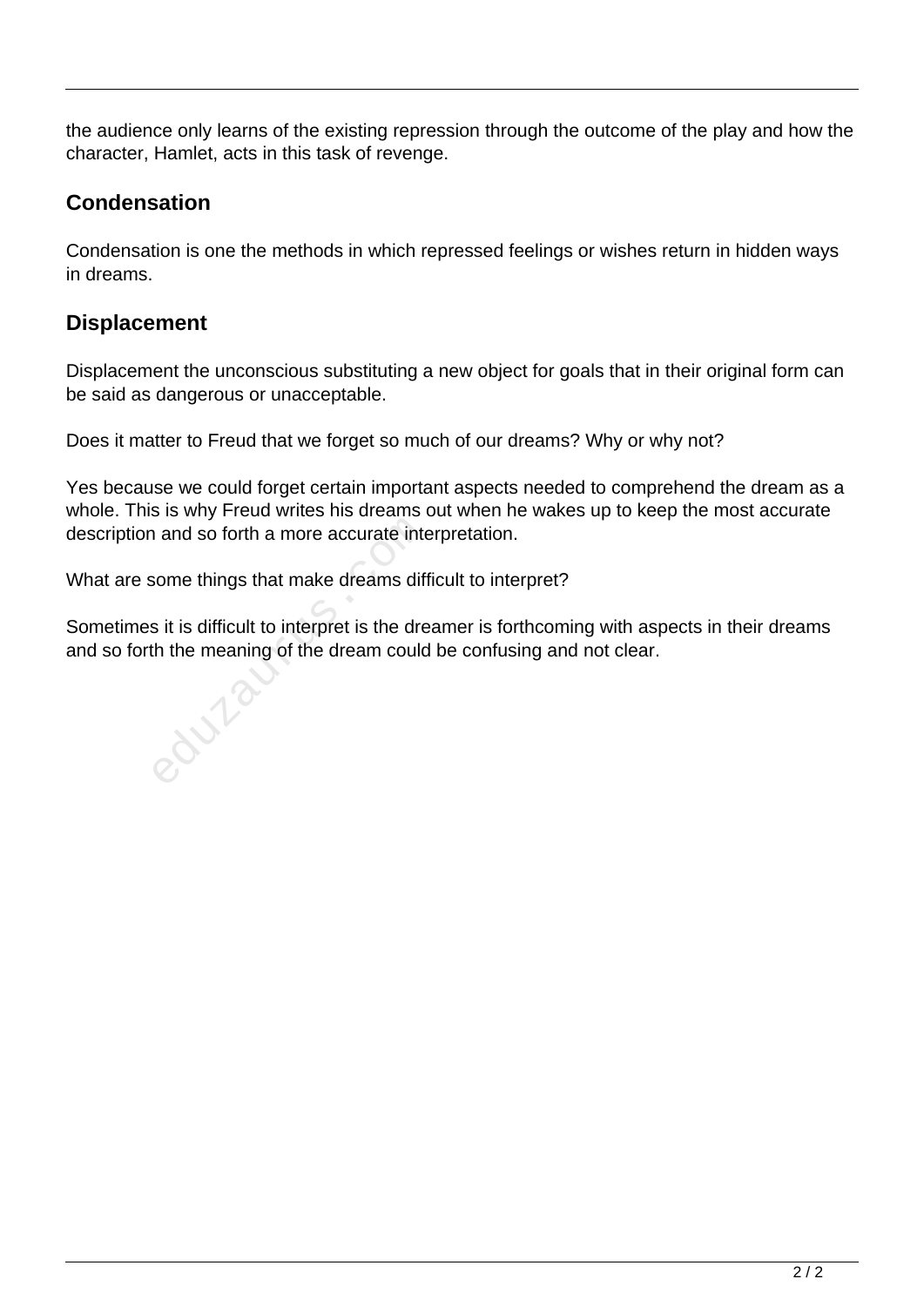the audience only learns of the existing repression through the outcome of the play and how the character, Hamlet, acts in this task of revenge.

## Condensation

Condensation is one the methods in which repressed feelings or wishes return in hidden ways in dreams.

## Displacement

Displacement the unconscious substituting a new object for goals that in their original form can be said as dangerous or unacceptable.

Does it matter to Freud that we forget so much of our dreams? Why or why not?

Yes because we could forget certain important aspects needed to comprehend the dream as a whole. This is why Freud writes his dreams out when he wakes up to keep the most accurate description and so forth a more accurate interpretation.

What are some things that make dreams difficult to interpret?

Sometimes it is difficult to interpret is the dreamer is forthcoming with aspects in their dreams and so forth the meaning of the dream could be confusing and not clear.